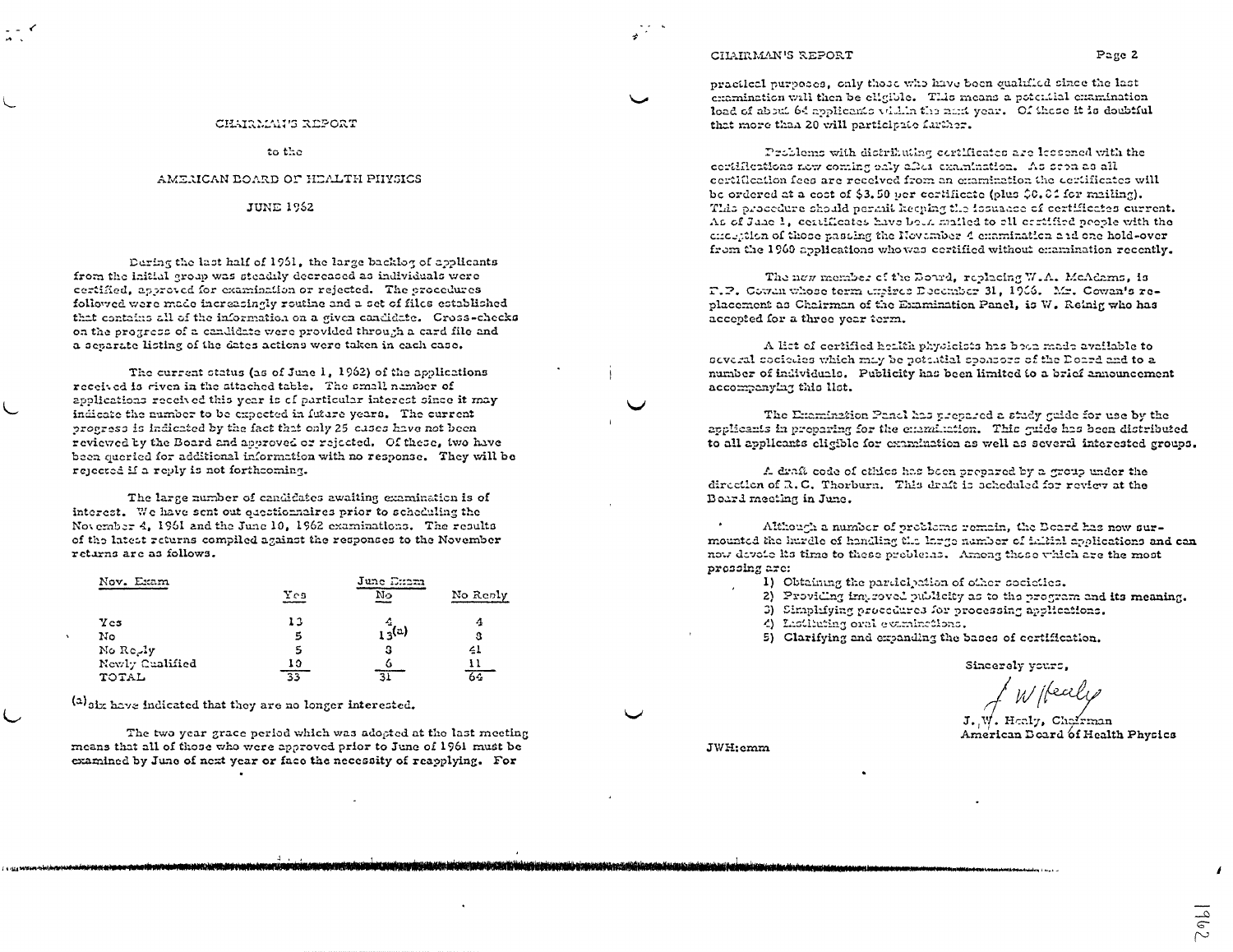# CHAIRMAN'S REPORT

to the

## AMERICAN BOARD OF HEALTH PHYSICS

JUNE 1962

During the last half of 1961, the large backlog of applicants from the initial group was steadily decreased as individuals were certified, approved for examination or rejected. The procedures followed were made increasingly routine and a set of files established that contains all of the information on a given candidate. Cross-checks on the progress of a candidate were provided through a card file and a separate listing of the dates actions were taken in each case.

The current status (as of June 1, 1962) of the applications received is given in the attached table. The small number of applications received this year is of particular interest since it may indicate the number to be expected in future years. The current progress is indicated by the fact that only 25 cases have not been reviewed by the Board and approved or rejected. Of these, two have been queried for additional information with no response. They will be rejected if a reply is not forthcoming.

The large number of candidates awaiting examination is of interest. We have sent out questionnaires prior to scheduling the November 4, 1961 and the June 10, 1962 examinations. The results of the latest returns compiled against the responses to the November returns are as follows.

| Nov. Exam | June Exam | | |
|---|---|---|---|
| | Yes | No | No Reply |
| Yes | 13 | 4 | 4 |
| No | 5 | 13[(a)] | 8 |
| No Reply | 5 | 8 | 41 |
| Newly Qualified | 10 | 6 | 11 |
| TOTAL | 33 | 31 | 64 |

[(a)] six have indicated that they are no longer interested.

The two year grace period which was adopted at the last meeting means that all of those who were approved prior to June of 1961 must be examined by June of next year or face the necessity of reapplying. For practical purposes, only those who have been qualified since the last examination will then be eligible. This means a potential examination load of about 64 applicants within the next year. Of these it is doubtful that more than 20 will participate further.

Problems with distributing certificates are lessened with the certifications now coming only after examination. As soon as all certification fees are received from an examination the certificates will be ordered at a cost of $3.50 per certificate (plus $0.04 for mailing). This procedure should permit keeping the issuance of certificates current. As of June 1, certificates have been mailed to all certified people with the exception of those passing the November 4 examination and one hold-over from the 1960 applications who was certified without examination recently.

The new member of the Board, replacing W.A. McAdams, is F.P. Cowan whose term expires December 31, 1966. Mr. Cowan's replacement as Chairman of the Examination Panel, is W. Reinig who has accepted for a three year term.

A list of certified health physicists has been made available to several societies which may be potential sponsors of the Board and to a number of individuals. Publicity has been limited to a brief announcement accompanying this list.

The Examination Panel has prepared a study guide for use by the applicants in preparing for the examination. This guide has been distributed to all applicants eligible for examination as well as several interested groups.

A draft code of ethics has been prepared by a group under the direction of R.C. Thorburn. This draft is scheduled for review at the Board meeting in June.

Although a number of problems remain, the Board has now surmounted the hurdle of handling the large number of initial applications and can now devote its time to these problems. Among those which are the most pressing are:

1) Obtaining the participation of other societies.
2) Providing improved publicity as to the program and its meaning.
3) Simplifying procedures for processing applications.
4) Instituting oral examinations.
5) Clarifying and expanding the bases of certification.

Sincerely yours,

J. W. Healy

J. W. Healy, Chairman
American Board of Health Physics

JWH:emm

1962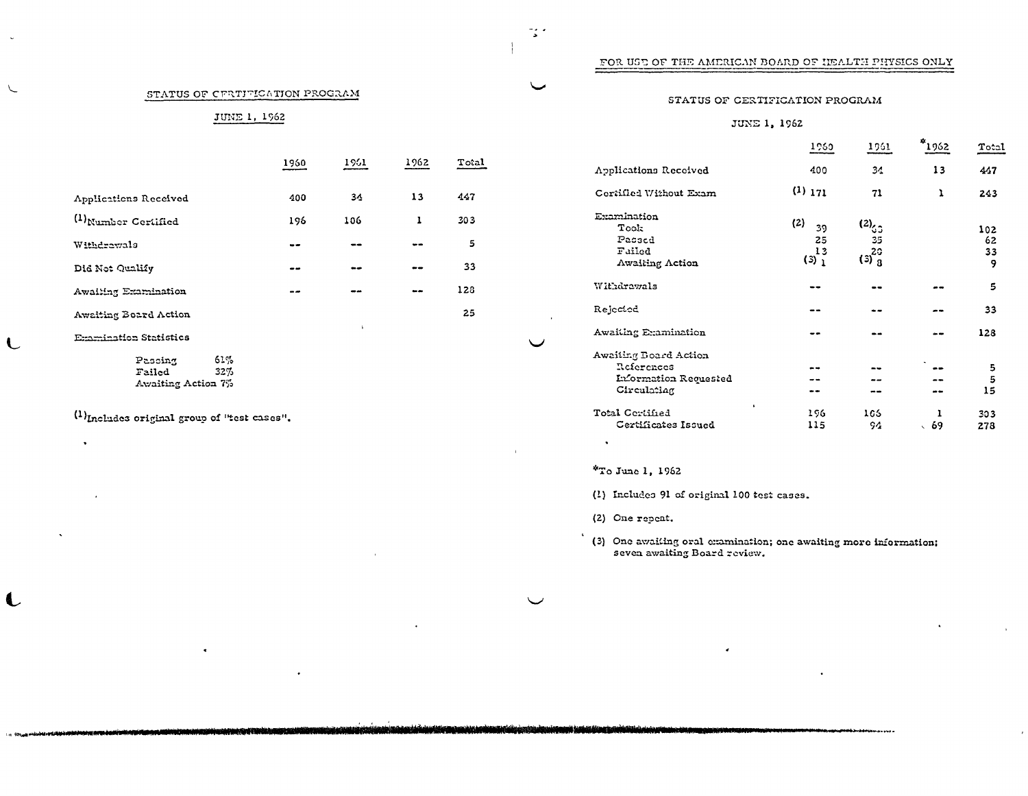## STATUS OF CERTIFICATION PROGRAM

JUNE 1, 1962

| | 1960 | 1961 | 1962 | Total |
|---|---|---|---|---|
| Applications Received | 400 | 34 | 13 | 447 |
| (1)Number Certified | 196 | 106 | 1 | 303 |
| Withdrawals | -- | -- | -- | 5 |
| Did Not Qualify | -- | -- | -- | 33 |
| Awaiting Examination | -- | -- | -- | 128 |
| Awaiting Board Action | | | | 25 |

Examination Statistics

| | |
|---|---|
| Passing | 61% |
| Failed | 32% |
| Awaiting Action | 7% |

(1)Includes original group of "test cases".

FOR USE OF THE AMERICAN BOARD OF HEALTH PHYSICS ONLY

## STATUS OF CERTIFICATION PROGRAM

JUNE 1, 1962

| | 1960 | 1961 | *1962 | Total |
|---|---|---|---|---|
| Applications Received | 400 | 34 | 13 | 447 |
| Certified Without Exam | (1) 171 | 71 | 1 | 243 |
| Examination | | | | |
| Took | (2) 39 | (2) 63 | | 102 |
| Passed | 25 | 35 | | 62 |
| Failed | 13 | 20 | | 33 |
| Awaiting Action | (3) 1 | (3) 8 | | 9 |
| Withdrawals | -- | -- | -- | 5 |
| Rejected | -- | -- | -- | 33 |
| Awaiting Examination | -- | -- | -- | 128 |
| Awaiting Board Action | | | | |
| References | -- | -- | -- | 5 |
| Information Requested | -- | -- | -- | 5 |
| Circulating | -- | -- | -- | 15 |
| Total Certified | 196 | 106 | 1 | 303 |
| Certificates Issued | 115 | 94 | 69 | 278 |

*To June 1, 1962

(1) Includes 91 of original 100 test cases.

(2) One repeat.

(3) One awaiting oral examination; one awaiting more information; seven awaiting Board review.